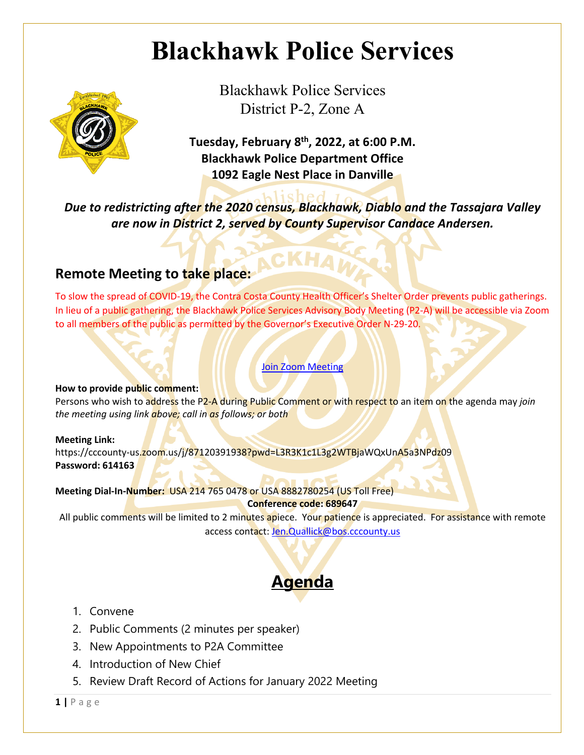# Blackhawk Police Services

Blackhawk Police Services
District P-2, Zone A

**Tuesday, February 8th, 2022, at 6:00 P.M.**
**Blackhawk Police Department Office**
**1092 Eagle Nest Place in Danville**

***Due to redistricting after the 2020 census, Blackhawk, Diablo and the Tassajara Valley are now in District 2, served by County Supervisor Candace Andersen.***

## Remote Meeting to take place:

To slow the spread of COVID-19, the Contra Costa County Health Officer's Shelter Order prevents public gatherings. In lieu of a public gathering, the Blackhawk Police Services Advisory Body Meeting (P2-A) will be accessible via Zoom to all members of the public as permitted by the Governor's Executive Order N-29-20.

Join Zoom Meeting

**How to provide public comment:**
Persons who wish to address the P2-A during Public Comment or with respect to an item on the agenda may *join the meeting using link above; call in as follows; or both*

**Meeting Link:**
https://cccounty-us.zoom.us/j/87120391938?pwd=L3R3K1c1L3g2WTBjaWQxUnA5a3NPdz09
**Password: 614163**

**Meeting Dial-In-Number:** USA 214 765 0478 or USA 8882780254 (US Toll Free)
**Conference code: 689647**

All public comments will be limited to 2 minutes apiece. Your patience is appreciated. For assistance with remote access contact: Jen.Quallick@bos.cccounty.us

## Agenda

1. Convene
2. Public Comments (2 minutes per speaker)
3. New Appointments to P2A Committee
4. Introduction of New Chief
5. Review Draft Record of Actions for January 2022 Meeting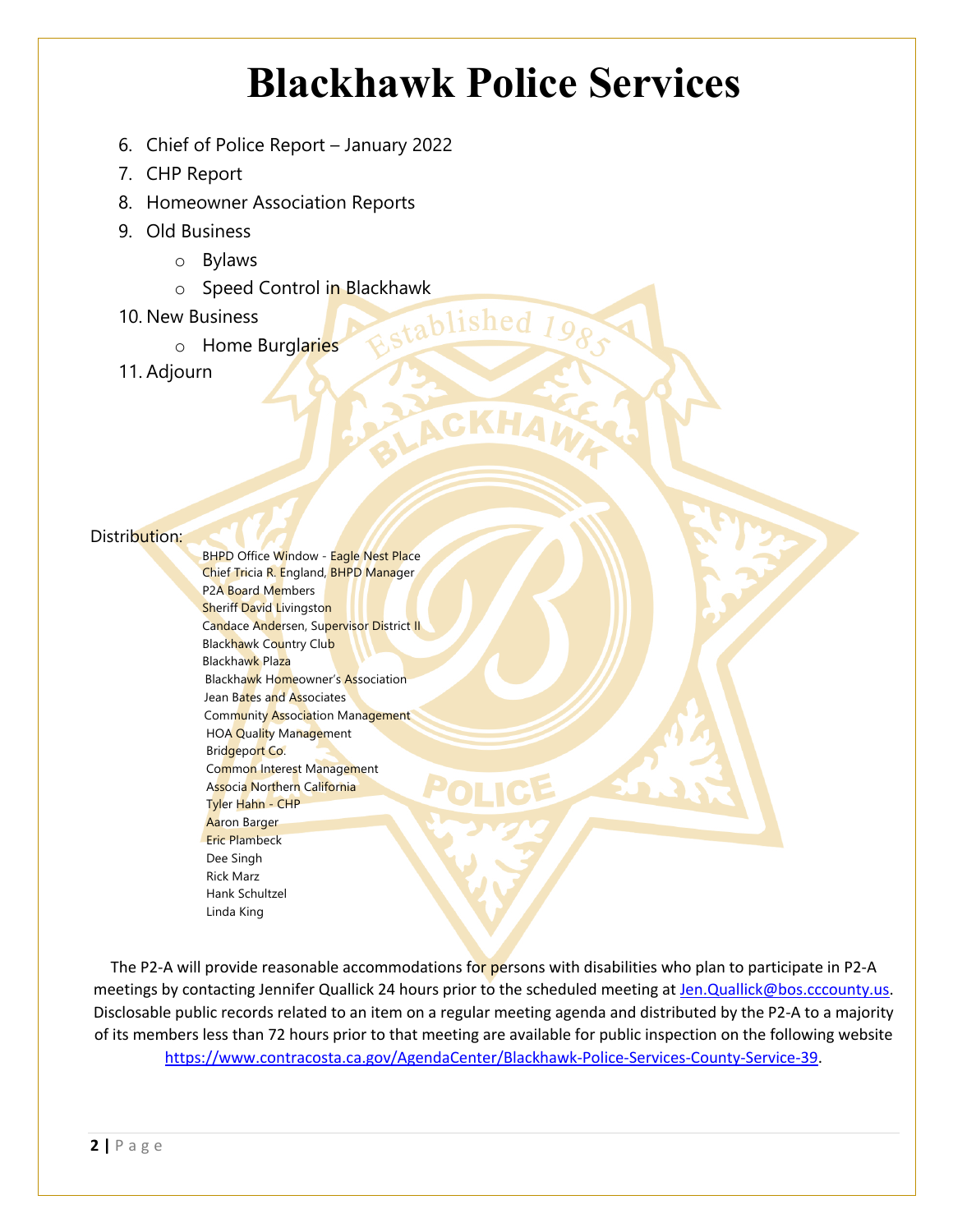# Blackhawk Police Services

6. Chief of Police Report – January 2022
7. CHP Report
8. Homeowner Association Reports
9. Old Business
    - Bylaws
    - Speed Control in Blackhawk
10. New Business
    - Home Burglaries
11. Adjourn

Distribution:

BHPD Office Window - Eagle Nest Place
Chief Tricia R. England, BHPD Manager
P2A Board Members
Sheriff David Livingston
Candace Andersen, Supervisor District II
Blackhawk Country Club
Blackhawk Plaza
Blackhawk Homeowner's Association
Jean Bates and Associates
Community Association Management
HOA Quality Management
Bridgeport Co.
Common Interest Management
Associa Northern California
Tyler Hahn - CHP
Aaron Barger
Eric Plambeck
Dee Singh
Rick Marz
Hank Schultzel
Linda King

The P2-A will provide reasonable accommodations for persons with disabilities who plan to participate in P2-A meetings by contacting Jennifer Quallick 24 hours prior to the scheduled meeting at Jen.Quallick@bos.cccounty.us. Disclosable public records related to an item on a regular meeting agenda and distributed by the P2-A to a majority of its members less than 72 hours prior to that meeting are available for public inspection on the following website https://www.contracosta.ca.gov/AgendaCenter/Blackhawk-Police-Services-County-Service-39.